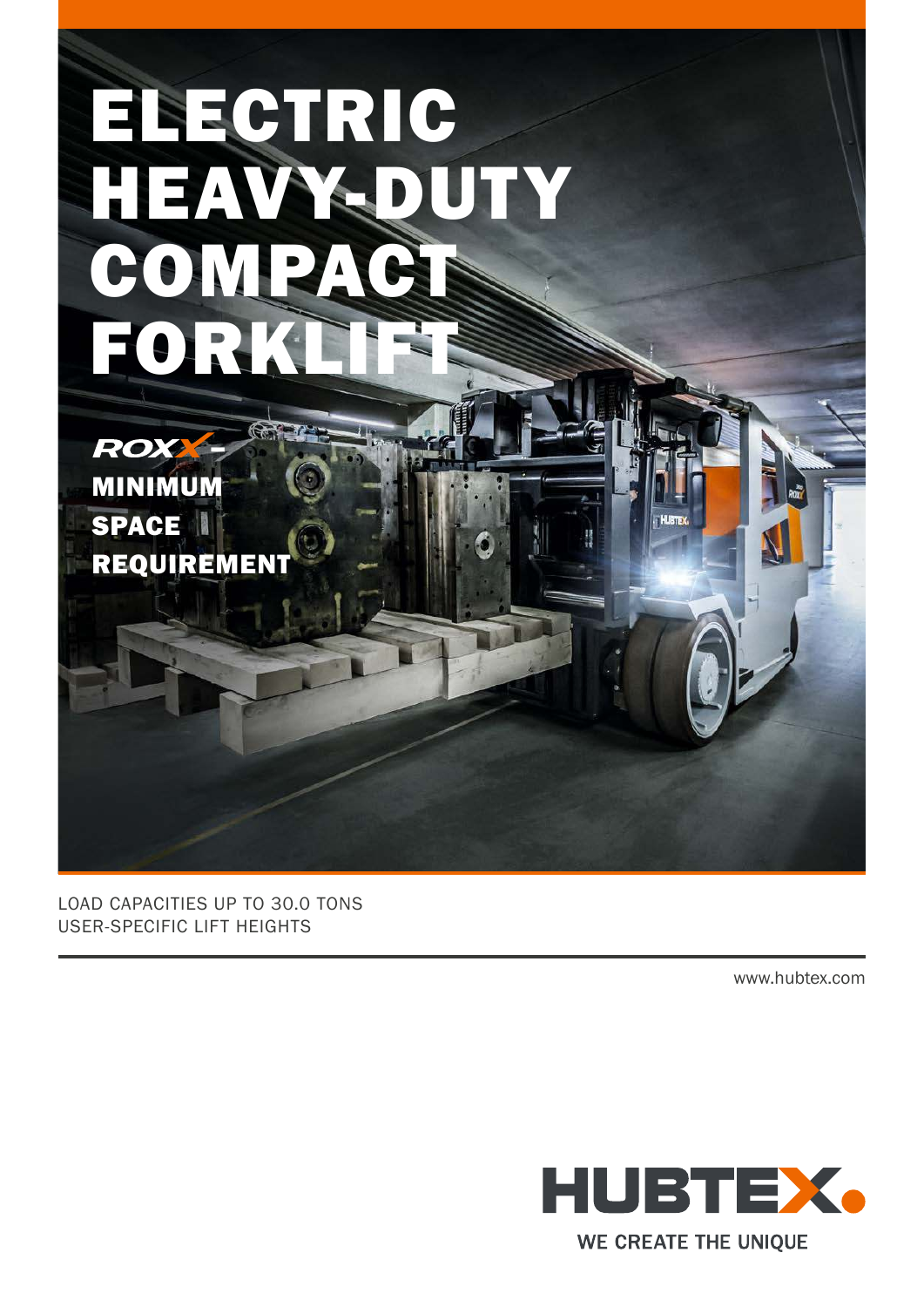# ELECTRIC HEAVY-DUTY COMPACT FORKLIFT

## ROXX – MINIMUM SPACE REQUIREMENT

LOAD CAPACITIES UP TO 30.0 TONS
USER-SPECIFIC LIFT HEIGHTS

www.hubtex.com

HUBTEX

WE CREATE THE UNIQUE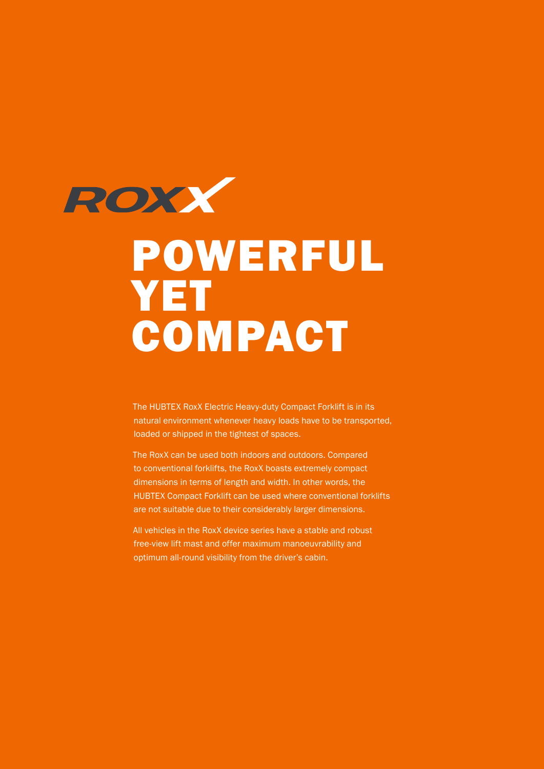ROXX

# POWERFUL YET COMPACT

The HUBTEX RoxX Electric Heavy-duty Compact Forklift is in its natural environment whenever heavy loads have to be transported, loaded or shipped in the tightest of spaces.

The RoxX can be used both indoors and outdoors. Compared to conventional forklifts, the RoxX boasts extremely compact dimensions in terms of length and width. In other words, the HUBTEX Compact Forklift can be used where conventional forklifts are not suitable due to their considerably larger dimensions.

All vehicles in the RoxX device series have a stable and robust free-view lift mast and offer maximum manoeuvrability and optimum all-round visibility from the driver's cabin.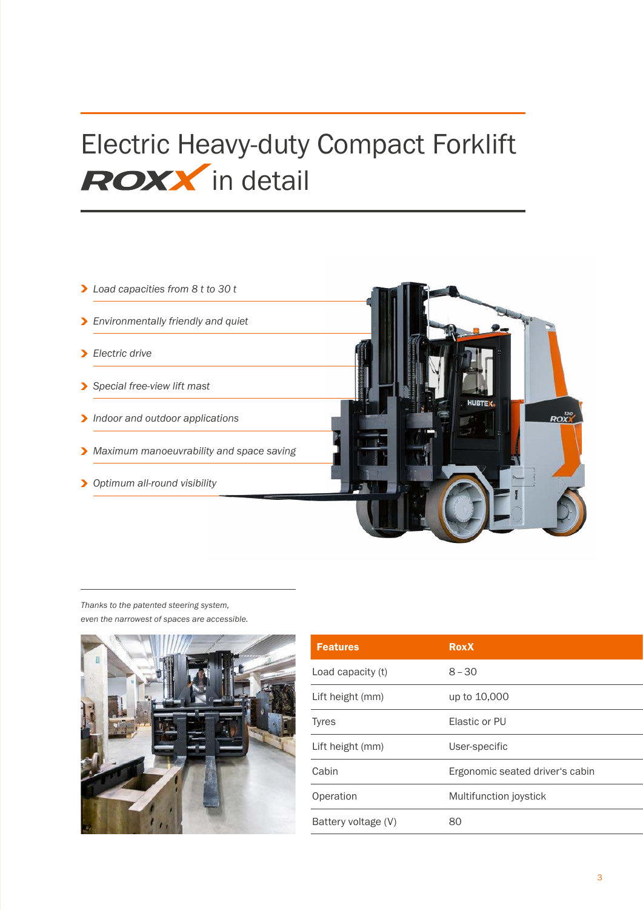# Electric Heavy-duty Compact Forklift ROXX in detail

- *Load capacities from 8 t to 30 t*
- *Environmentally friendly and quiet*
- *Electric drive*
- *Special free-view lift mast*
- *Indoor and outdoor applications*
- *Maximum manoeuvrability and space saving*
- *Optimum all-round visibility*

*Thanks to the patented steering system, even the narrowest of spaces are accessible.*

| Features | RoxX |
|---|---|
| Load capacity (t) | 8 – 30 |
| Lift height (mm) | up to 10,000 |
| Tyres | Elastic or PU |
| Lift height (mm) | User-specific |
| Cabin | Ergonomic seated driver's cabin |
| Operation | Multifunction joystick |
| Battery voltage (V) | 80 |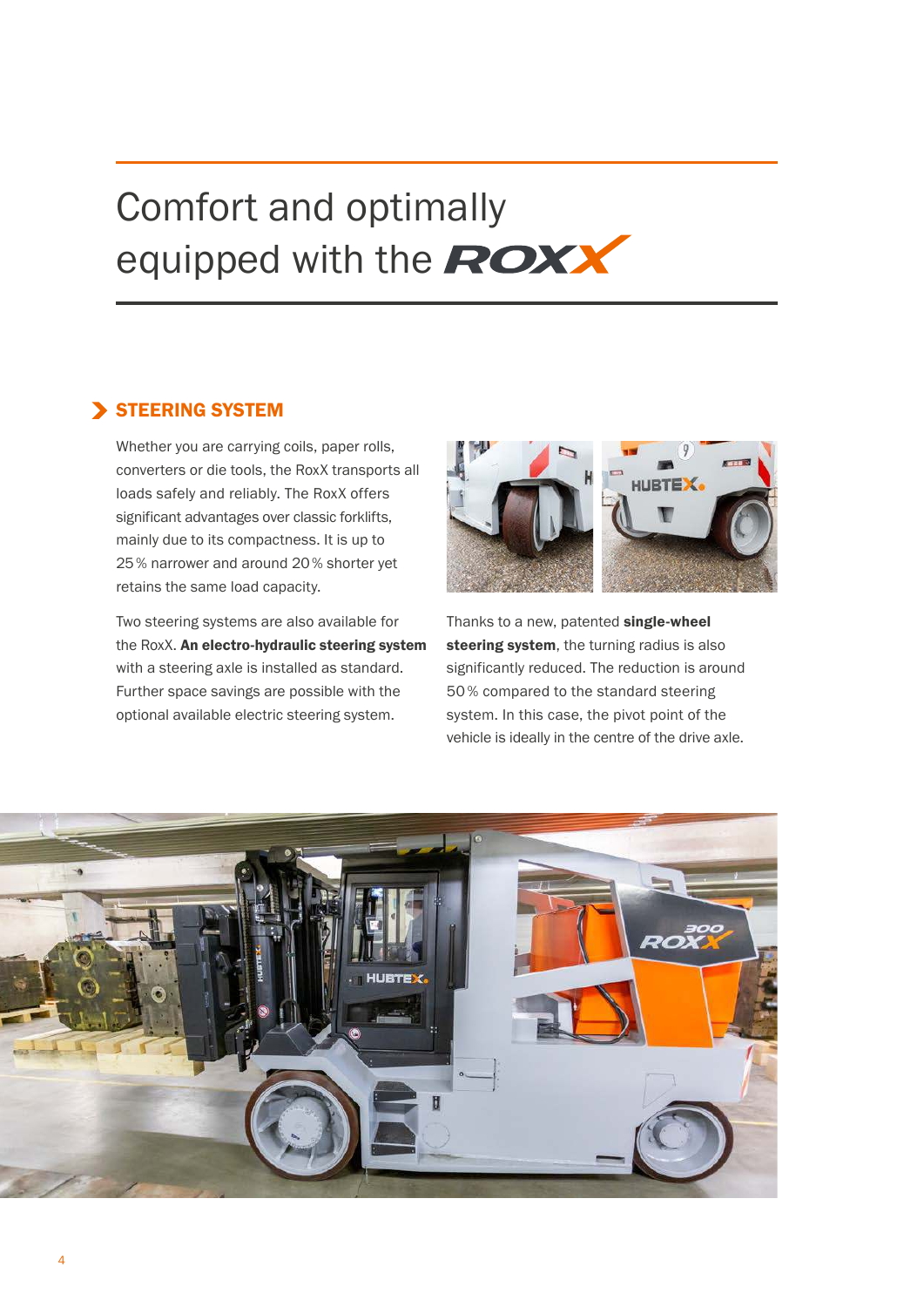# Comfort and optimally equipped with the ROXX

## STEERING SYSTEM

Whether you are carrying coils, paper rolls, converters or die tools, the RoxX transports all loads safely and reliably. The RoxX offers significant advantages over classic forklifts, mainly due to its compactness. It is up to 25 % narrower and around 20 % shorter yet retains the same load capacity.

Two steering systems are also available for the RoxX. **An electro-hydraulic steering system** with a steering axle is installed as standard. Further space savings are possible with the optional available electric steering system.

Thanks to a new, patented **single-wheel steering system**, the turning radius is also significantly reduced. The reduction is around 50 % compared to the standard steering system. In this case, the pivot point of the vehicle is ideally in the centre of the drive axle.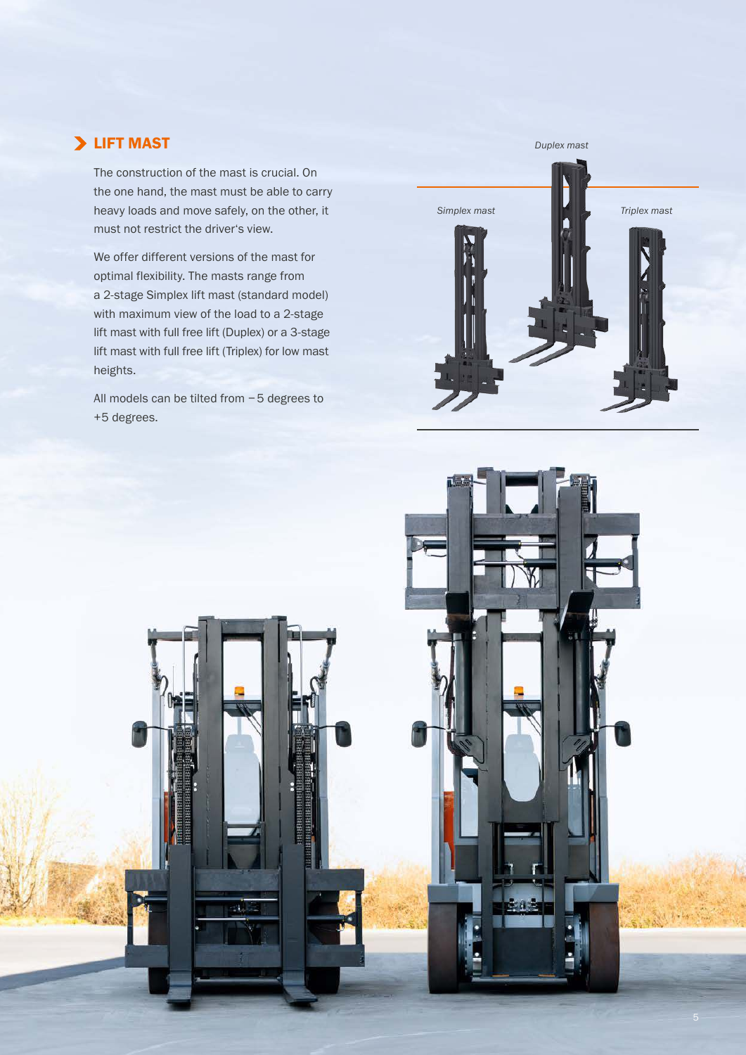## LIFT MAST

The construction of the mast is crucial. On the one hand, the mast must be able to carry heavy loads and move safely, on the other, it must not restrict the driver's view.

We offer different versions of the mast for optimal flexibility. The masts range from a 2-stage Simplex lift mast (standard model) with maximum view of the load to a 2-stage lift mast with full free lift (Duplex) or a 3-stage lift mast with full free lift (Triplex) for low mast heights.

All models can be tilted from –5 degrees to +5 degrees.

*Duplex mast*

*Simplex mast*

*Triplex mast*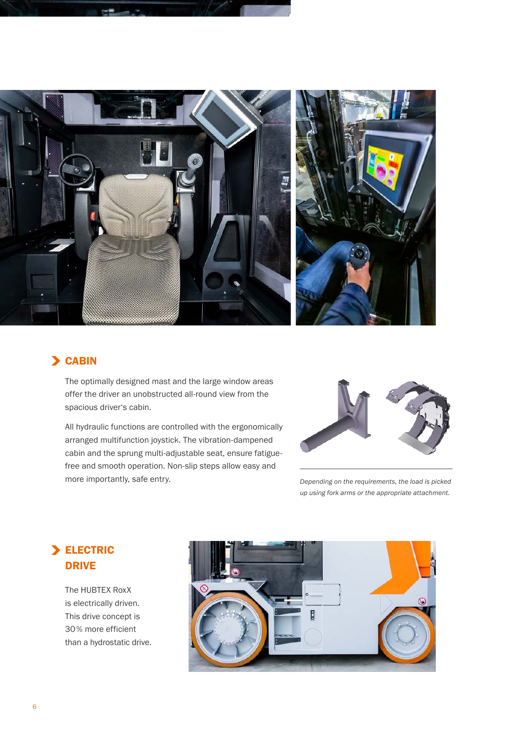## CABIN

The optimally designed mast and the large window areas offer the driver an unobstructed all-round view from the spacious driver's cabin.

All hydraulic functions are controlled with the ergonomically arranged multifunction joystick. The vibration-dampened cabin and the sprung multi-adjustable seat, ensure fatigue-free and smooth operation. Non-slip steps allow easy and more importantly, safe entry.

*Depending on the requirements, the load is picked up using fork arms or the appropriate attachment.*

## ELECTRIC DRIVE

The HUBTEX RoxX is electrically driven. This drive concept is 30% more efficient than a hydrostatic drive.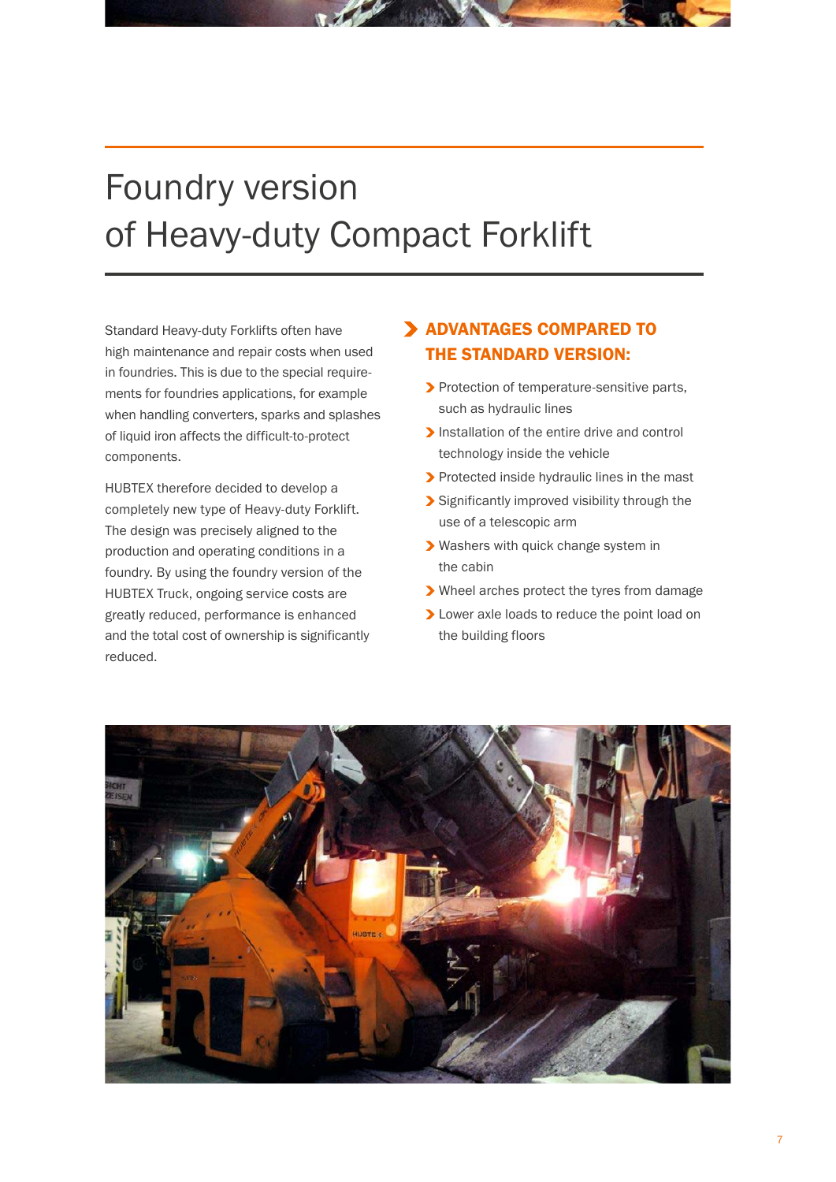# Foundry version of Heavy-duty Compact Forklift

Standard Heavy-duty Forklifts often have high maintenance and repair costs when used in foundries. This is due to the special requirements for foundries applications, for example when handling converters, sparks and splashes of liquid iron affects the difficult-to-protect components.

HUBTEX therefore decided to develop a completely new type of Heavy-duty Forklift. The design was precisely aligned to the production and operating conditions in a foundry. By using the foundry version of the HUBTEX Truck, ongoing service costs are greatly reduced, performance is enhanced and the total cost of ownership is significantly reduced.

## ADVANTAGES COMPARED TO THE STANDARD VERSION:

- Protection of temperature-sensitive parts, such as hydraulic lines
- Installation of the entire drive and control technology inside the vehicle
- Protected inside hydraulic lines in the mast
- Significantly improved visibility through the use of a telescopic arm
- Washers with quick change system in the cabin
- Wheel arches protect the tyres from damage
- Lower axle loads to reduce the point load on the building floors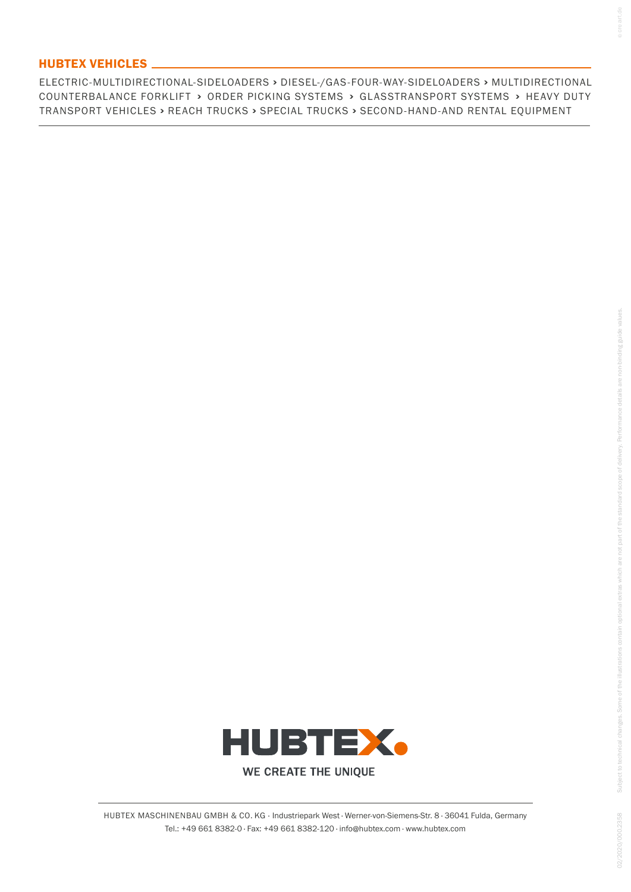## HUBTEX VEHICLES

ELECTRIC-MULTIDIRECTIONAL-SIDELOADERS › DIESEL-/GAS-FOUR-WAY-SIDELOADERS › MULTIDIRECTIONAL COUNTERBALANCE FORKLIFT › ORDER PICKING SYSTEMS › GLASSTRANSPORT SYSTEMS › HEAVY DUTY TRANSPORT VEHICLES › REACH TRUCKS › SPECIAL TRUCKS › SECOND-HAND-AND RENTAL EQUIPMENT

HUBTEX.

WE CREATE THE UNIQUE

HUBTEX MASCHINENBAU GMBH & CO. KG · Industriepark West · Werner-von-Siemens-Str. 8 · 36041 Fulda, Germany
Tel.: +49 661 8382-0 · Fax: +49 661 8382-120 · info@hubtex.com · www.hubtex.com

Subject to technical changes. Some of the illustrations contain optional extras which are not part of the standard scope of delivery. Performance details are non-binding guide values.

02/2020/0002356